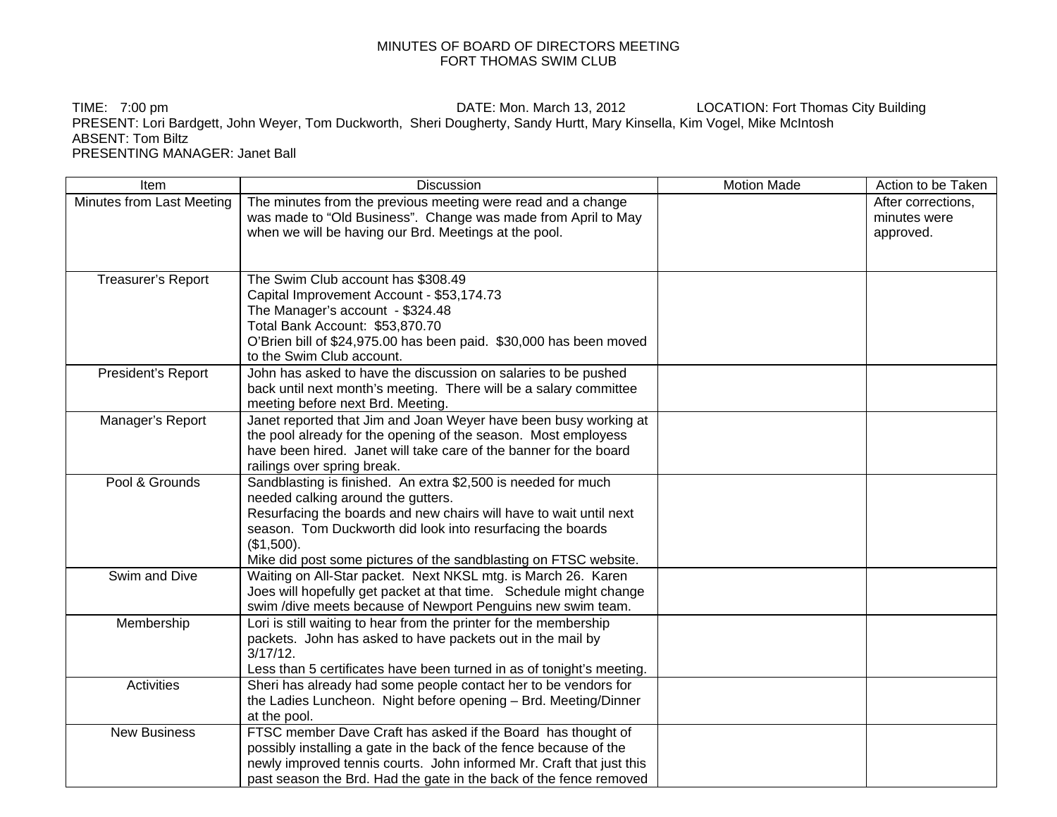# MINUTES OF BOARD OF DIRECTORS MEETING
## FORT THOMAS SWIM CLUB

TIME: 7:00 pm DATE: Mon. March 13, 2012 LOCATION: Fort Thomas City Building
PRESENT: Lori Bardgett, John Weyer, Tom Duckworth, Sheri Dougherty, Sandy Hurtt, Mary Kinsella, Kim Vogel, Mike McIntosh
ABSENT: Tom Biltz
PRESENTING MANAGER: Janet Ball

| Item | Discussion | Motion Made | Action to be Taken |
|---|---|---|---|
| Minutes from Last Meeting | The minutes from the previous meeting were read and a change was made to "Old Business". Change was made from April to May when we will be having our Brd. Meetings at the pool. | | After corrections, minutes were approved. |
| Treasurer's Report | The Swim Club account has $308.49<br>Capital Improvement Account - $53,174.73<br>The Manager's account - $324.48<br>Total Bank Account: $53,870.70<br>O'Brien bill of $24,975.00 has been paid. $30,000 has been moved to the Swim Club account. | | |
| President's Report | John has asked to have the discussion on salaries to be pushed back until next month's meeting. There will be a salary committee meeting before next Brd. Meeting. | | |
| Manager's Report | Janet reported that Jim and Joan Weyer have been busy working at the pool already for the opening of the season. Most employess have been hired. Janet will take care of the banner for the board railings over spring break. | | |
| Pool & Grounds | Sandblasting is finished. An extra $2,500 is needed for much needed calking around the gutters.<br>Resurfacing the boards and new chairs will have to wait until next season. Tom Duckworth did look into resurfacing the boards ($1,500).<br>Mike did post some pictures of the sandblasting on FTSC website. | | |
| Swim and Dive | Waiting on All-Star packet. Next NKSL mtg. is March 26. Karen Joes will hopefully get packet at that time. Schedule might change swim /dive meets because of Newport Penguins new swim team. | | |
| Membership | Lori is still waiting to hear from the printer for the membership packets. John has asked to have packets out in the mail by 3/17/12.<br>Less than 5 certificates have been turned in as of tonight's meeting. | | |
| Activities | Sheri has already had some people contact her to be vendors for the Ladies Luncheon. Night before opening – Brd. Meeting/Dinner at the pool. | | |
| New Business | FTSC member Dave Craft has asked if the Board has thought of possibly installing a gate in the back of the fence because of the newly improved tennis courts. John informed Mr. Craft that just this past season the Brd. Had the gate in the back of the fence removed | | |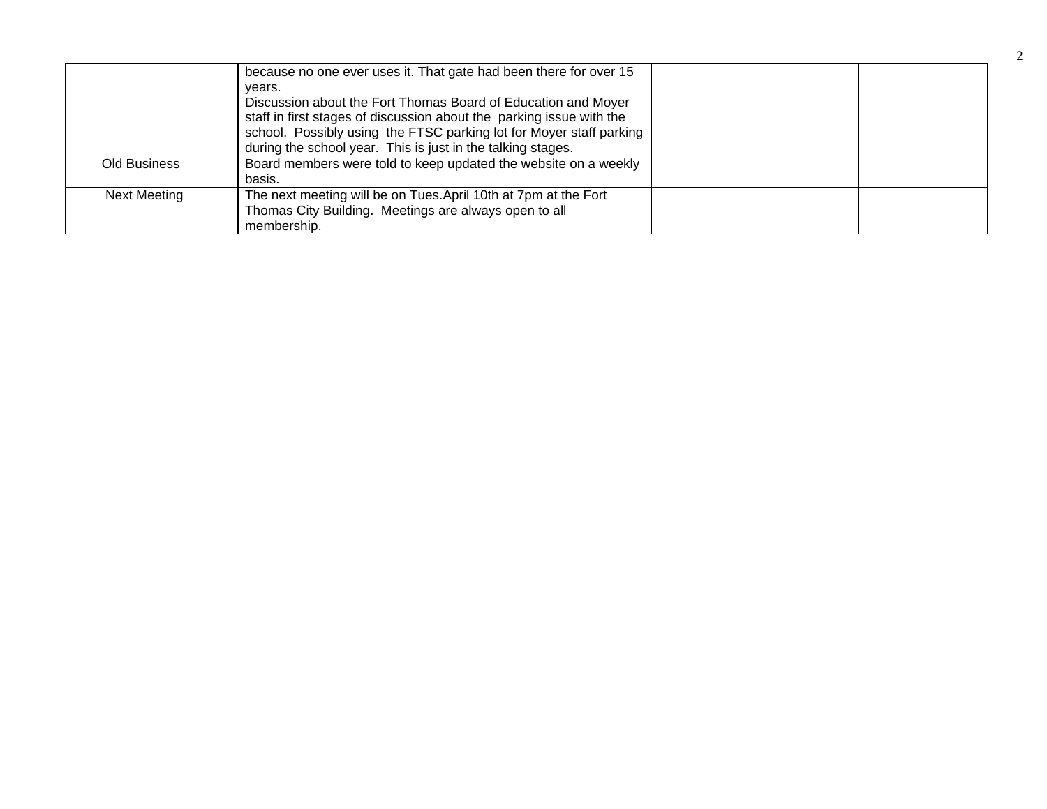| | | | |
|---|---|---|---|
| | because no one ever uses it. That gate had been there for over 15 years.<br>Discussion about the Fort Thomas Board of Education and Moyer staff in first stages of discussion about the parking issue with the school. Possibly using the FTSC parking lot for Moyer staff parking during the school year. This is just in the talking stages. | | |
| Old Business | Board members were told to keep updated the website on a weekly basis. | | |
| Next Meeting | The next meeting will be on Tues.April 10th at 7pm at the Fort Thomas City Building. Meetings are always open to all membership. | | |